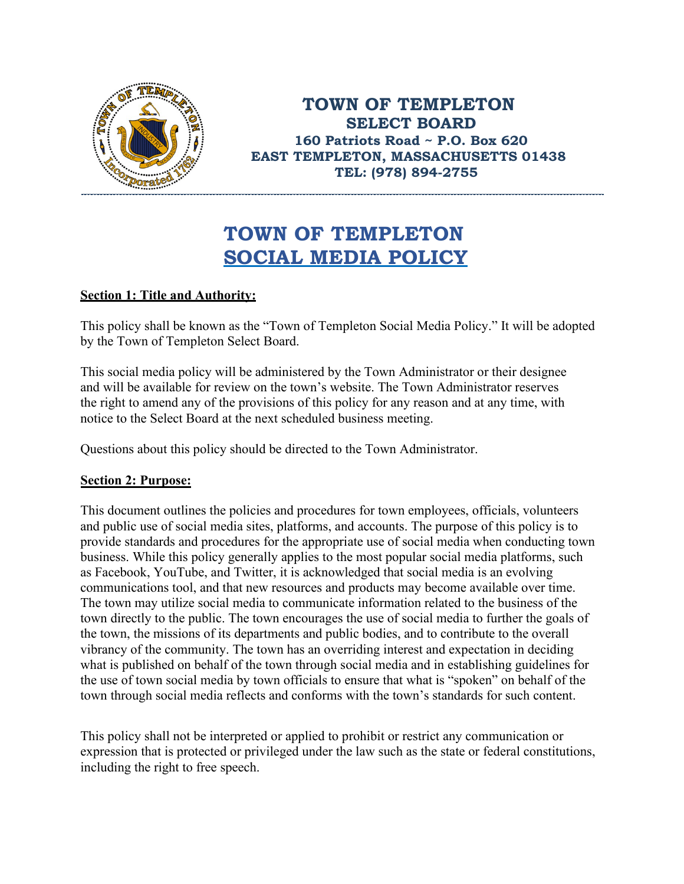**TOWN OF TEMPLETON**
**SELECT BOARD**
**160 Patriots Road ~ P.O. Box 620**
**EAST TEMPLETON, MASSACHUSETTS 01438**
**TEL: (978) 894-2755**

# TOWN OF TEMPLETON SOCIAL MEDIA POLICY

**Section 1: Title and Authority:**

This policy shall be known as the "Town of Templeton Social Media Policy." It will be adopted by the Town of Templeton Select Board.

This social media policy will be administered by the Town Administrator or their designee and will be available for review on the town's website. The Town Administrator reserves the right to amend any of the provisions of this policy for any reason and at any time, with notice to the Select Board at the next scheduled business meeting.

Questions about this policy should be directed to the Town Administrator.

**Section 2: Purpose:**

This document outlines the policies and procedures for town employees, officials, volunteers and public use of social media sites, platforms, and accounts. The purpose of this policy is to provide standards and procedures for the appropriate use of social media when conducting town business. While this policy generally applies to the most popular social media platforms, such as Facebook, YouTube, and Twitter, it is acknowledged that social media is an evolving communications tool, and that new resources and products may become available over time. The town may utilize social media to communicate information related to the business of the town directly to the public. The town encourages the use of social media to further the goals of the town, the missions of its departments and public bodies, and to contribute to the overall vibrancy of the community. The town has an overriding interest and expectation in deciding what is published on behalf of the town through social media and in establishing guidelines for the use of town social media by town officials to ensure that what is "spoken" on behalf of the town through social media reflects and conforms with the town's standards for such content.

This policy shall not be interpreted or applied to prohibit or restrict any communication or expression that is protected or privileged under the law such as the state or federal constitutions, including the right to free speech.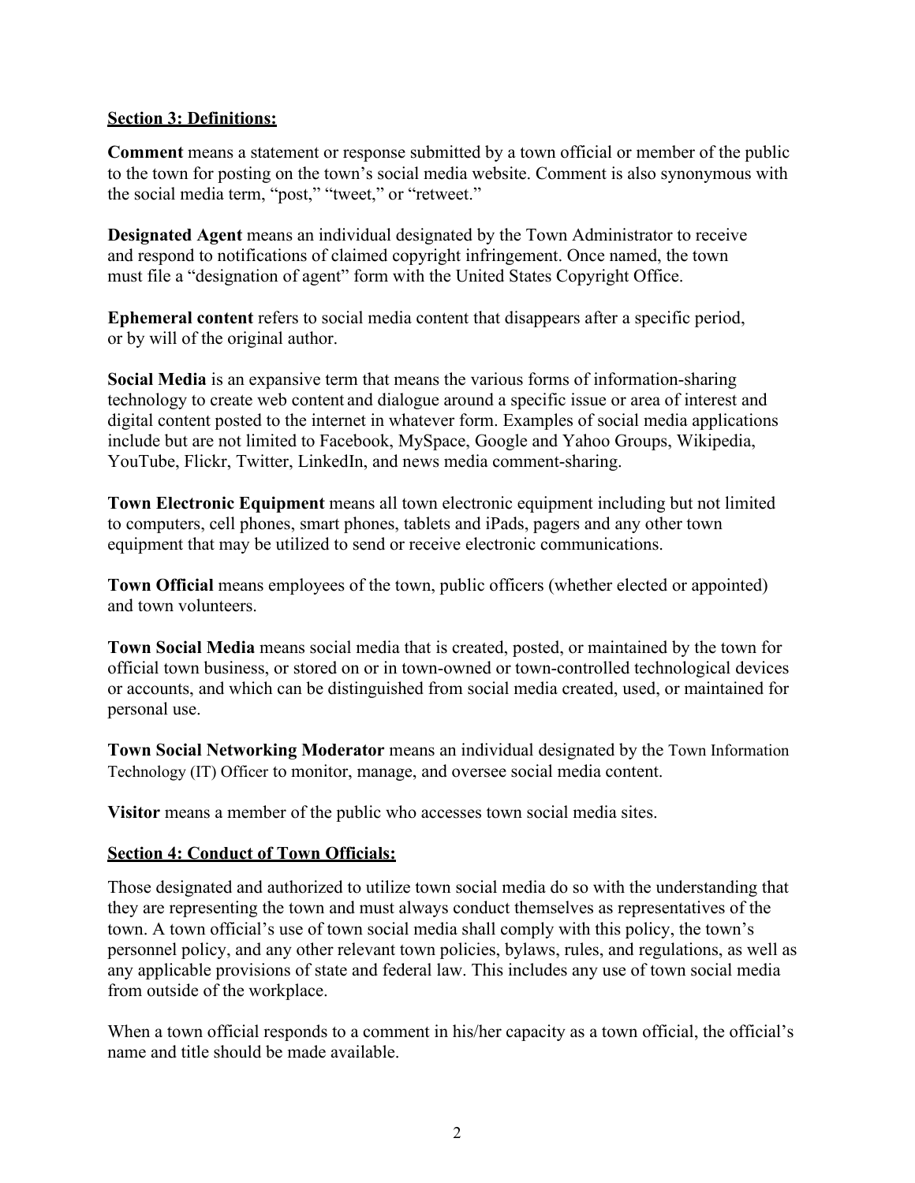## Section 3: Definitions:

**Comment** means a statement or response submitted by a town official or member of the public to the town for posting on the town's social media website. Comment is also synonymous with the social media term, "post," "tweet," or "retweet."

**Designated Agent** means an individual designated by the Town Administrator to receive and respond to notifications of claimed copyright infringement. Once named, the town must file a "designation of agent" form with the United States Copyright Office.

**Ephemeral content** refers to social media content that disappears after a specific period, or by will of the original author.

**Social Media** is an expansive term that means the various forms of information-sharing technology to create web content and dialogue around a specific issue or area of interest and digital content posted to the internet in whatever form. Examples of social media applications include but are not limited to Facebook, MySpace, Google and Yahoo Groups, Wikipedia, YouTube, Flickr, Twitter, LinkedIn, and news media comment-sharing.

**Town Electronic Equipment** means all town electronic equipment including but not limited to computers, cell phones, smart phones, tablets and iPads, pagers and any other town equipment that may be utilized to send or receive electronic communications.

**Town Official** means employees of the town, public officers (whether elected or appointed) and town volunteers.

**Town Social Media** means social media that is created, posted, or maintained by the town for official town business, or stored on or in town-owned or town-controlled technological devices or accounts, and which can be distinguished from social media created, used, or maintained for personal use.

**Town Social Networking Moderator** means an individual designated by the Town Information Technology (IT) Officer to monitor, manage, and oversee social media content.

**Visitor** means a member of the public who accesses town social media sites.

## Section 4: Conduct of Town Officials:

Those designated and authorized to utilize town social media do so with the understanding that they are representing the town and must always conduct themselves as representatives of the town. A town official's use of town social media shall comply with this policy, the town's personnel policy, and any other relevant town policies, bylaws, rules, and regulations, as well as any applicable provisions of state and federal law. This includes any use of town social media from outside of the workplace.

When a town official responds to a comment in his/her capacity as a town official, the official's name and title should be made available.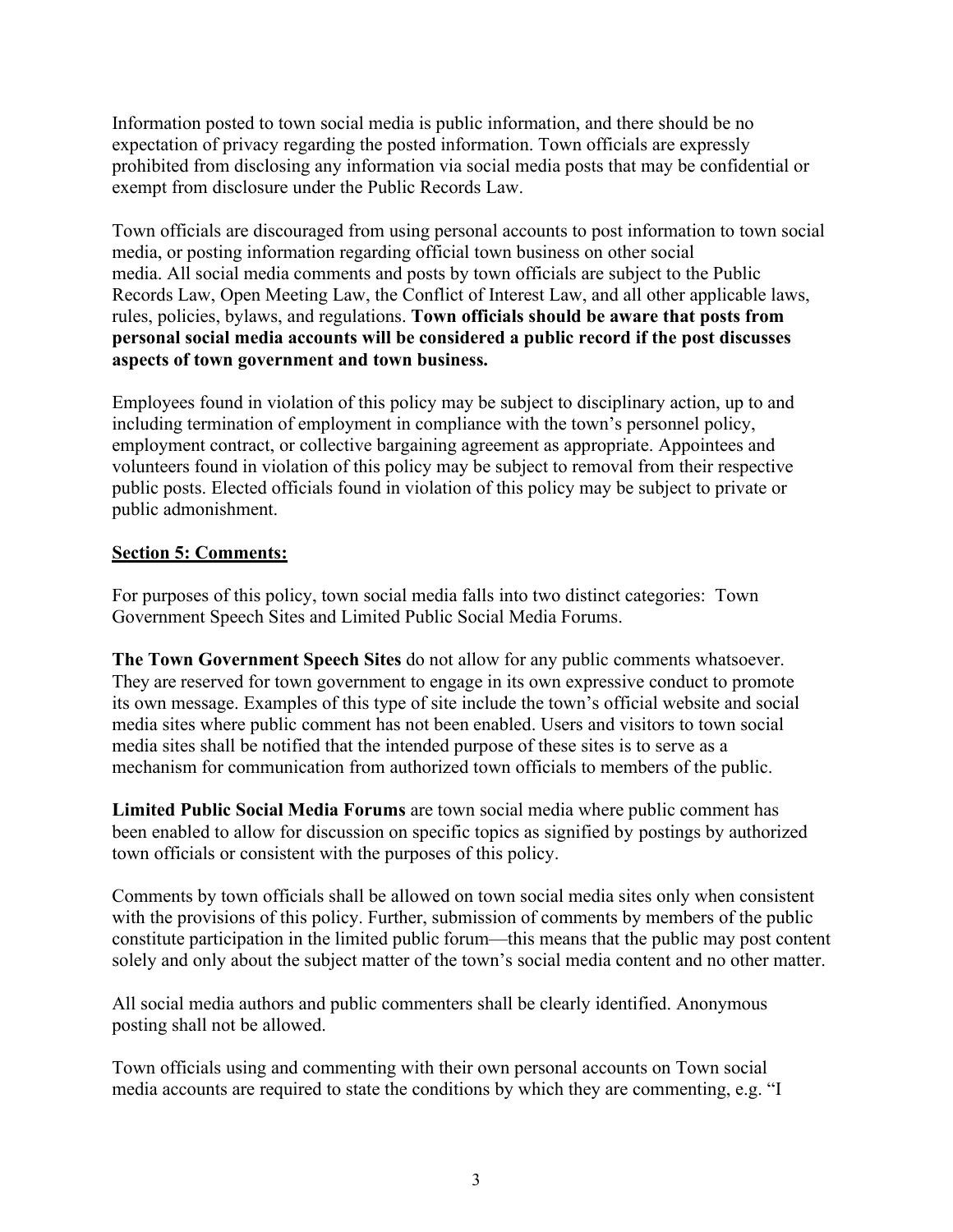Information posted to town social media is public information, and there should be no expectation of privacy regarding the posted information. Town officials are expressly prohibited from disclosing any information via social media posts that may be confidential or exempt from disclosure under the Public Records Law.

Town officials are discouraged from using personal accounts to post information to town social media, or posting information regarding official town business on other social media. All social media comments and posts by town officials are subject to the Public Records Law, Open Meeting Law, the Conflict of Interest Law, and all other applicable laws, rules, policies, bylaws, and regulations. **Town officials should be aware that posts from personal social media accounts will be considered a public record if the post discusses aspects of town government and town business.**

Employees found in violation of this policy may be subject to disciplinary action, up to and including termination of employment in compliance with the town's personnel policy, employment contract, or collective bargaining agreement as appropriate. Appointees and volunteers found in violation of this policy may be subject to removal from their respective public posts. Elected officials found in violation of this policy may be subject to private or public admonishment.

## Section 5: Comments:

For purposes of this policy, town social media falls into two distinct categories: Town Government Speech Sites and Limited Public Social Media Forums.

**The Town Government Speech Sites** do not allow for any public comments whatsoever. They are reserved for town government to engage in its own expressive conduct to promote its own message. Examples of this type of site include the town's official website and social media sites where public comment has not been enabled. Users and visitors to town social media sites shall be notified that the intended purpose of these sites is to serve as a mechanism for communication from authorized town officials to members of the public.

**Limited Public Social Media Forums** are town social media where public comment has been enabled to allow for discussion on specific topics as signified by postings by authorized town officials or consistent with the purposes of this policy.

Comments by town officials shall be allowed on town social media sites only when consistent with the provisions of this policy. Further, submission of comments by members of the public constitute participation in the limited public forum—this means that the public may post content solely and only about the subject matter of the town's social media content and no other matter.

All social media authors and public commenters shall be clearly identified. Anonymous posting shall not be allowed.

Town officials using and commenting with their own personal accounts on Town social media accounts are required to state the conditions by which they are commenting, e.g. "I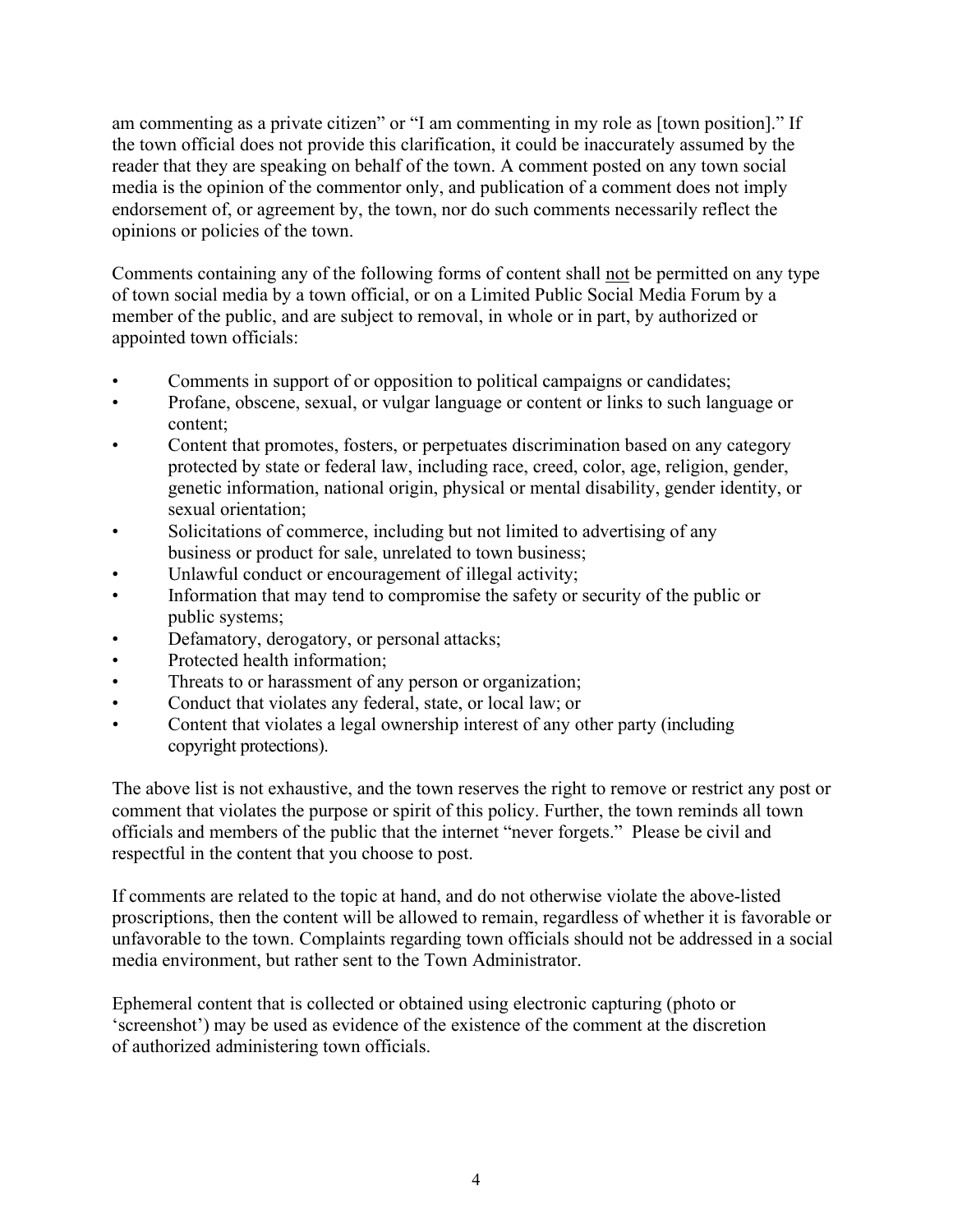am commenting as a private citizen" or "I am commenting in my role as [town position]." If the town official does not provide this clarification, it could be inaccurately assumed by the reader that they are speaking on behalf of the town. A comment posted on any town social media is the opinion of the commentor only, and publication of a comment does not imply endorsement of, or agreement by, the town, nor do such comments necessarily reflect the opinions or policies of the town.

Comments containing any of the following forms of content shall <u>not</u> be permitted on any type of town social media by a town official, or on a Limited Public Social Media Forum by a member of the public, and are subject to removal, in whole or in part, by authorized or appointed town officials:

- Comments in support of or opposition to political campaigns or candidates;
- Profane, obscene, sexual, or vulgar language or content or links to such language or content;
- Content that promotes, fosters, or perpetuates discrimination based on any category protected by state or federal law, including race, creed, color, age, religion, gender, genetic information, national origin, physical or mental disability, gender identity, or sexual orientation;
- Solicitations of commerce, including but not limited to advertising of any business or product for sale, unrelated to town business;
- Unlawful conduct or encouragement of illegal activity;
- Information that may tend to compromise the safety or security of the public or public systems;
- Defamatory, derogatory, or personal attacks;
- Protected health information;
- Threats to or harassment of any person or organization;
- Conduct that violates any federal, state, or local law; or
- Content that violates a legal ownership interest of any other party (including copyright protections).

The above list is not exhaustive, and the town reserves the right to remove or restrict any post or comment that violates the purpose or spirit of this policy. Further, the town reminds all town officials and members of the public that the internet "never forgets." Please be civil and respectful in the content that you choose to post.

If comments are related to the topic at hand, and do not otherwise violate the above-listed proscriptions, then the content will be allowed to remain, regardless of whether it is favorable or unfavorable to the town. Complaints regarding town officials should not be addressed in a social media environment, but rather sent to the Town Administrator.

Ephemeral content that is collected or obtained using electronic capturing (photo or 'screenshot') may be used as evidence of the existence of the comment at the discretion of authorized administering town officials.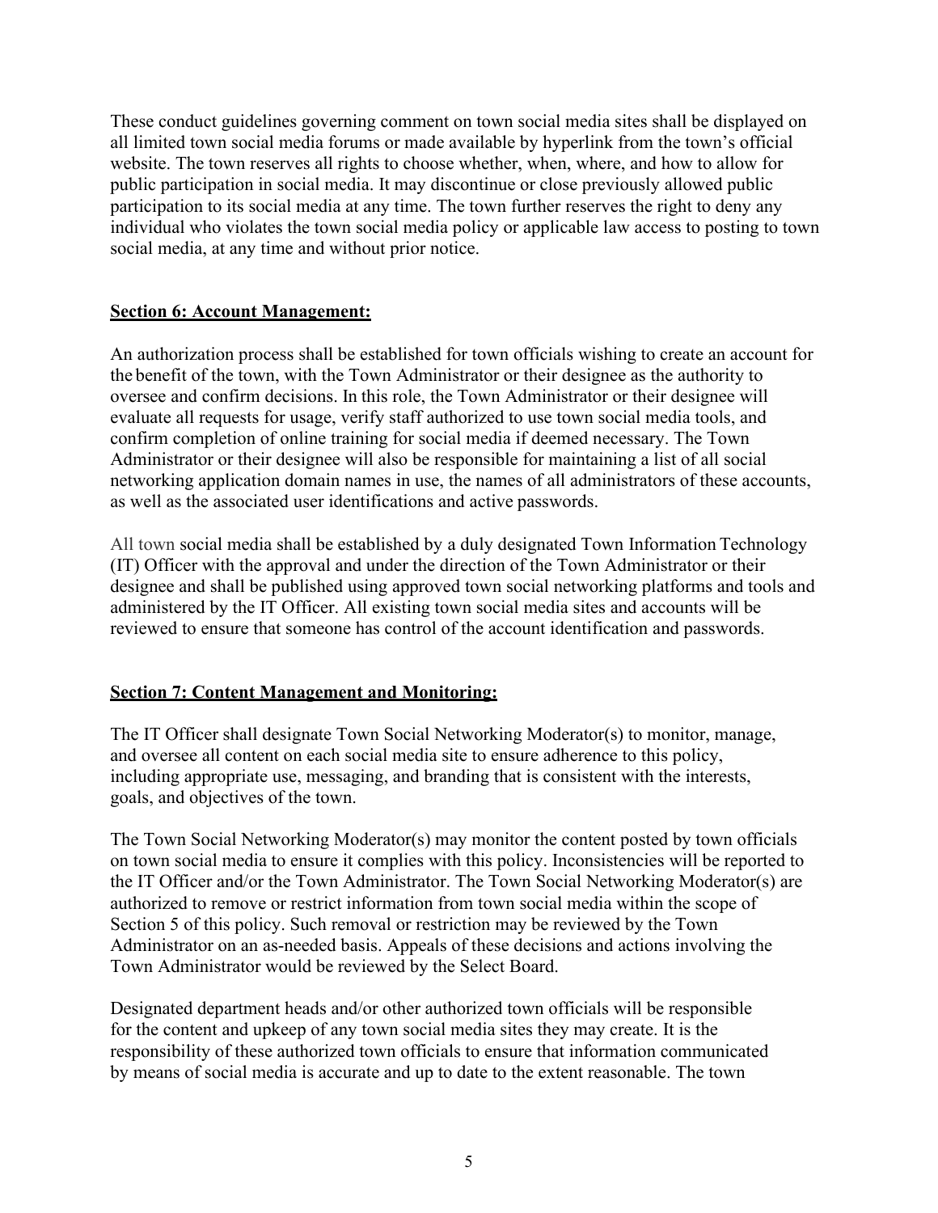These conduct guidelines governing comment on town social media sites shall be displayed on all limited town social media forums or made available by hyperlink from the town's official website. The town reserves all rights to choose whether, when, where, and how to allow for public participation in social media. It may discontinue or close previously allowed public participation to its social media at any time. The town further reserves the right to deny any individual who violates the town social media policy or applicable law access to posting to town social media, at any time and without prior notice.

## Section 6: Account Management:

An authorization process shall be established for town officials wishing to create an account for the benefit of the town, with the Town Administrator or their designee as the authority to oversee and confirm decisions. In this role, the Town Administrator or their designee will evaluate all requests for usage, verify staff authorized to use town social media tools, and confirm completion of online training for social media if deemed necessary. The Town Administrator or their designee will also be responsible for maintaining a list of all social networking application domain names in use, the names of all administrators of these accounts, as well as the associated user identifications and active passwords.

All town social media shall be established by a duly designated Town Information Technology (IT) Officer with the approval and under the direction of the Town Administrator or their designee and shall be published using approved town social networking platforms and tools and administered by the IT Officer. All existing town social media sites and accounts will be reviewed to ensure that someone has control of the account identification and passwords.

## Section 7: Content Management and Monitoring:

The IT Officer shall designate Town Social Networking Moderator(s) to monitor, manage, and oversee all content on each social media site to ensure adherence to this policy, including appropriate use, messaging, and branding that is consistent with the interests, goals, and objectives of the town.

The Town Social Networking Moderator(s) may monitor the content posted by town officials on town social media to ensure it complies with this policy. Inconsistencies will be reported to the IT Officer and/or the Town Administrator. The Town Social Networking Moderator(s) are authorized to remove or restrict information from town social media within the scope of Section 5 of this policy. Such removal or restriction may be reviewed by the Town Administrator on an as-needed basis. Appeals of these decisions and actions involving the Town Administrator would be reviewed by the Select Board.

Designated department heads and/or other authorized town officials will be responsible for the content and upkeep of any town social media sites they may create. It is the responsibility of these authorized town officials to ensure that information communicated by means of social media is accurate and up to date to the extent reasonable. The town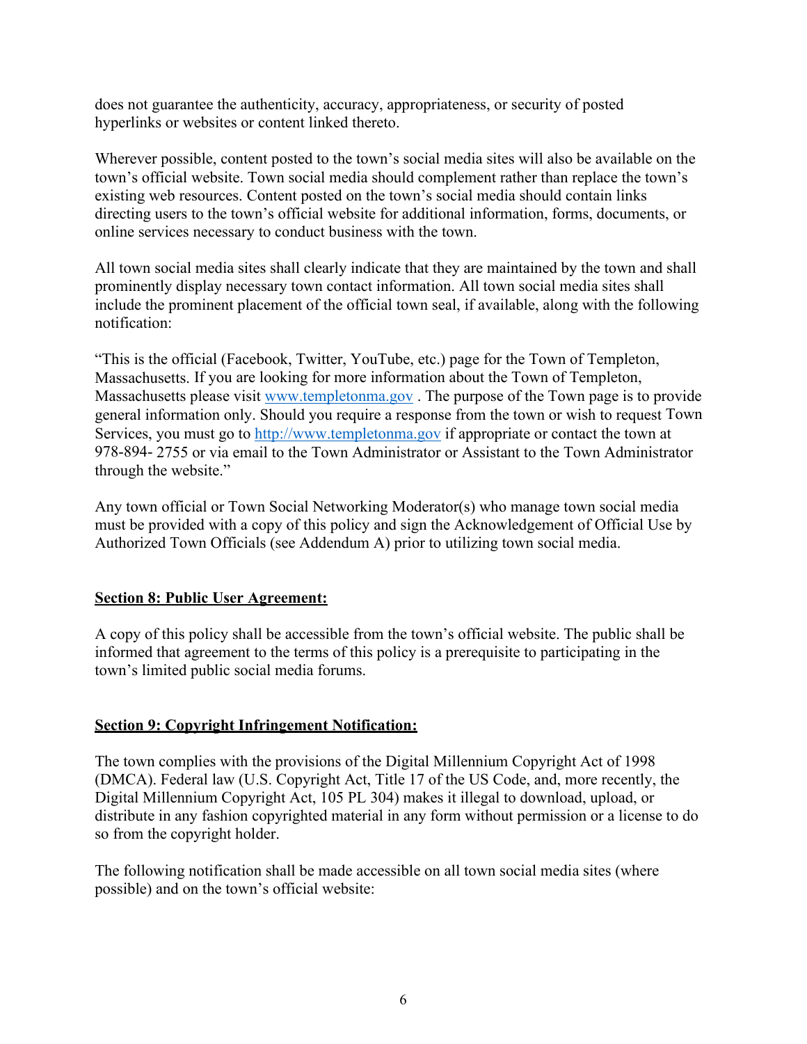does not guarantee the authenticity, accuracy, appropriateness, or security of posted hyperlinks or websites or content linked thereto.

Wherever possible, content posted to the town's social media sites will also be available on the town's official website. Town social media should complement rather than replace the town's existing web resources. Content posted on the town's social media should contain links directing users to the town's official website for additional information, forms, documents, or online services necessary to conduct business with the town.

All town social media sites shall clearly indicate that they are maintained by the town and shall prominently display necessary town contact information. All town social media sites shall include the prominent placement of the official town seal, if available, along with the following notification:

"This is the official (Facebook, Twitter, YouTube, etc.) page for the Town of Templeton, Massachusetts. If you are looking for more information about the Town of Templeton, Massachusetts please visit [www.templetonma.gov](http://www.templetonma.gov) . The purpose of the Town page is to provide general information only. Should you require a response from the town or wish to request Town Services, you must go to [http://www.templetonma.gov](http://www.templetonma.gov) if appropriate or contact the town at 978-894- 2755 or via email to the Town Administrator or Assistant to the Town Administrator through the website."

Any town official or Town Social Networking Moderator(s) who manage town social media must be provided with a copy of this policy and sign the Acknowledgement of Official Use by Authorized Town Officials (see Addendum A) prior to utilizing town social media.

## Section 8: Public User Agreement:

A copy of this policy shall be accessible from the town's official website. The public shall be informed that agreement to the terms of this policy is a prerequisite to participating in the town's limited public social media forums.

## Section 9: Copyright Infringement Notification:

The town complies with the provisions of the Digital Millennium Copyright Act of 1998 (DMCA). Federal law (U.S. Copyright Act, Title 17 of the US Code, and, more recently, the Digital Millennium Copyright Act, 105 PL 304) makes it illegal to download, upload, or distribute in any fashion copyrighted material in any form without permission or a license to do so from the copyright holder.

The following notification shall be made accessible on all town social media sites (where possible) and on the town's official website: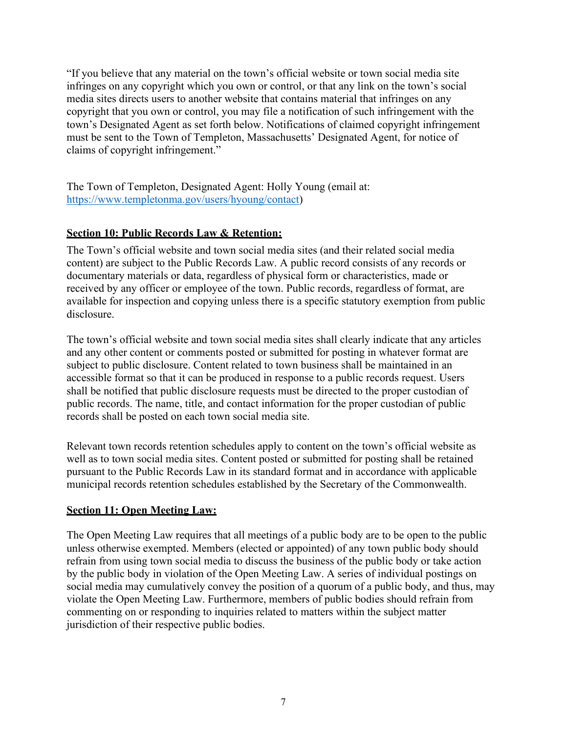"If you believe that any material on the town's official website or town social media site infringes on any copyright which you own or control, or that any link on the town's social media sites directs users to another website that contains material that infringes on any copyright that you own or control, you may file a notification of such infringement with the town's Designated Agent as set forth below. Notifications of claimed copyright infringement must be sent to the Town of Templeton, Massachusetts' Designated Agent, for notice of claims of copyright infringement."

The Town of Templeton, Designated Agent: Holly Young (email at: [https://www.templetonma.gov/users/hyoung/contact](https://www.templetonma.gov/users/hyoung/contact))

**Section 10: Public Records Law & Retention:**

The Town's official website and town social media sites (and their related social media content) are subject to the Public Records Law. A public record consists of any records or documentary materials or data, regardless of physical form or characteristics, made or received by any officer or employee of the town. Public records, regardless of format, are available for inspection and copying unless there is a specific statutory exemption from public disclosure.

The town's official website and town social media sites shall clearly indicate that any articles and any other content or comments posted or submitted for posting in whatever format are subject to public disclosure. Content related to town business shall be maintained in an accessible format so that it can be produced in response to a public records request. Users shall be notified that public disclosure requests must be directed to the proper custodian of public records. The name, title, and contact information for the proper custodian of public records shall be posted on each town social media site.

Relevant town records retention schedules apply to content on the town's official website as well as to town social media sites. Content posted or submitted for posting shall be retained pursuant to the Public Records Law in its standard format and in accordance with applicable municipal records retention schedules established by the Secretary of the Commonwealth.

**Section 11: Open Meeting Law:**

The Open Meeting Law requires that all meetings of a public body are to be open to the public unless otherwise exempted. Members (elected or appointed) of any town public body should refrain from using town social media to discuss the business of the public body or take action by the public body in violation of the Open Meeting Law. A series of individual postings on social media may cumulatively convey the position of a quorum of a public body, and thus, may violate the Open Meeting Law. Furthermore, members of public bodies should refrain from commenting on or responding to inquiries related to matters within the subject matter jurisdiction of their respective public bodies.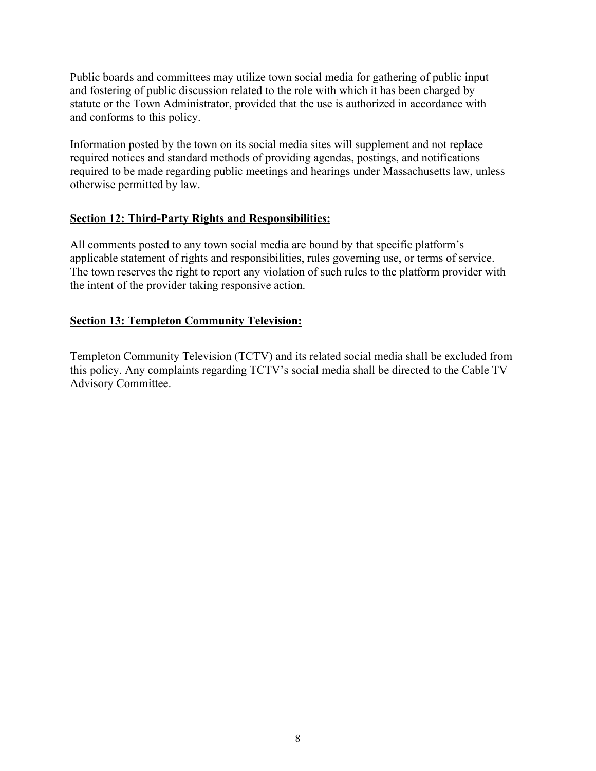Public boards and committees may utilize town social media for gathering of public input and fostering of public discussion related to the role with which it has been charged by statute or the Town Administrator, provided that the use is authorized in accordance with and conforms to this policy.

Information posted by the town on its social media sites will supplement and not replace required notices and standard methods of providing agendas, postings, and notifications required to be made regarding public meetings and hearings under Massachusetts law, unless otherwise permitted by law.

## Section 12: Third-Party Rights and Responsibilities:

All comments posted to any town social media are bound by that specific platform's applicable statement of rights and responsibilities, rules governing use, or terms of service. The town reserves the right to report any violation of such rules to the platform provider with the intent of the provider taking responsive action.

## Section 13: Templeton Community Television:

Templeton Community Television (TCTV) and its related social media shall be excluded from this policy. Any complaints regarding TCTV's social media shall be directed to the Cable TV Advisory Committee.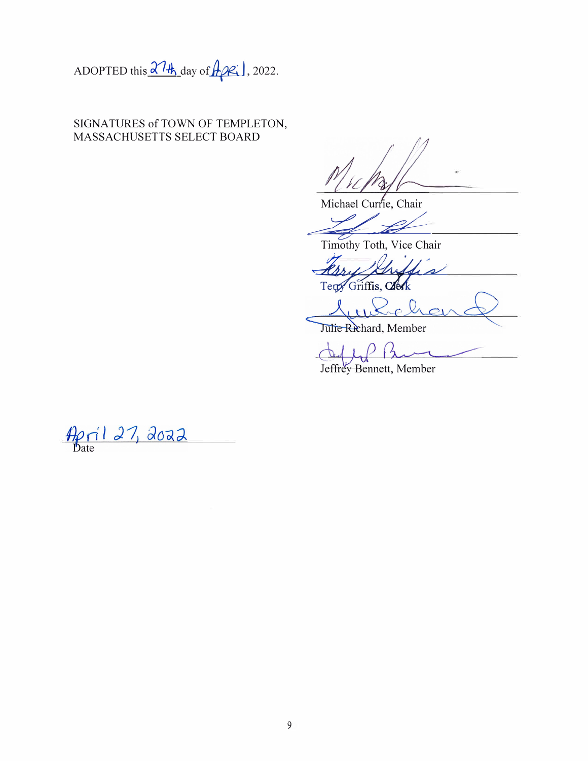ADOPTED this 27th day of April, 2022.

SIGNATURES of TOWN OF TEMPLETON, MASSACHUSETTS SELECT BOARD

_______________________________
Michael Currie, Chair

_______________________________
Timothy Toth, Vice Chair

_______________________________
Terry Griffis, Clerk

_______________________________
Julie Richard, Member

_______________________________
Jeffrey Bennett, Member

April 27, 2022
Date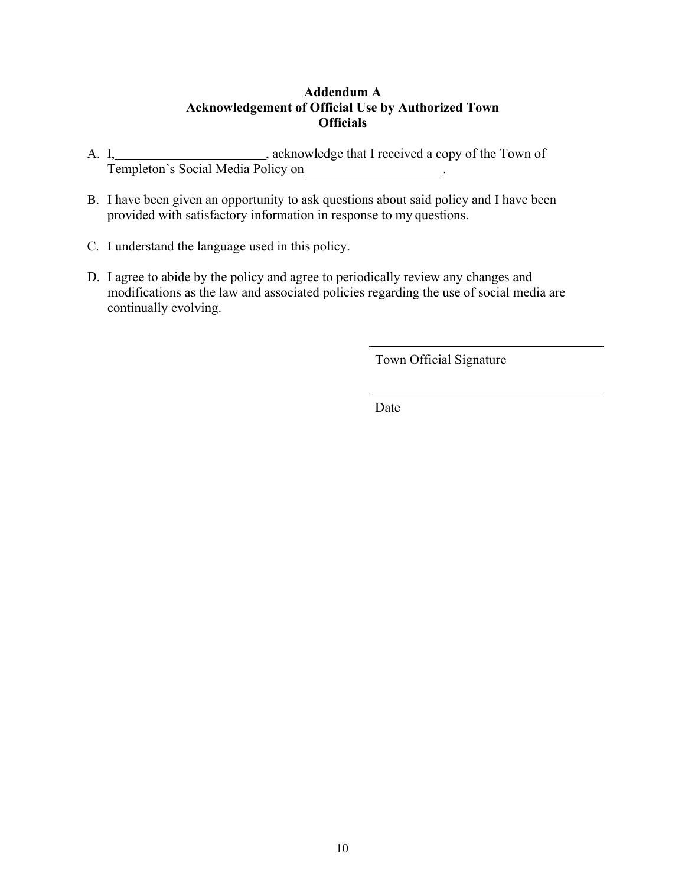**Addendum A**
**Acknowledgement of Official Use by Authorized Town Officials**

A. I,______________________, acknowledge that I received a copy of the Town of Templeton's Social Media Policy on____________________.

B. I have been given an opportunity to ask questions about said policy and I have been provided with satisfactory information in response to my questions.

C. I understand the language used in this policy.

D. I agree to abide by the policy and agree to periodically review any changes and modifications as the law and associated policies regarding the use of social media are continually evolving.

___________________________________
Town Official Signature

___________________________________
Date